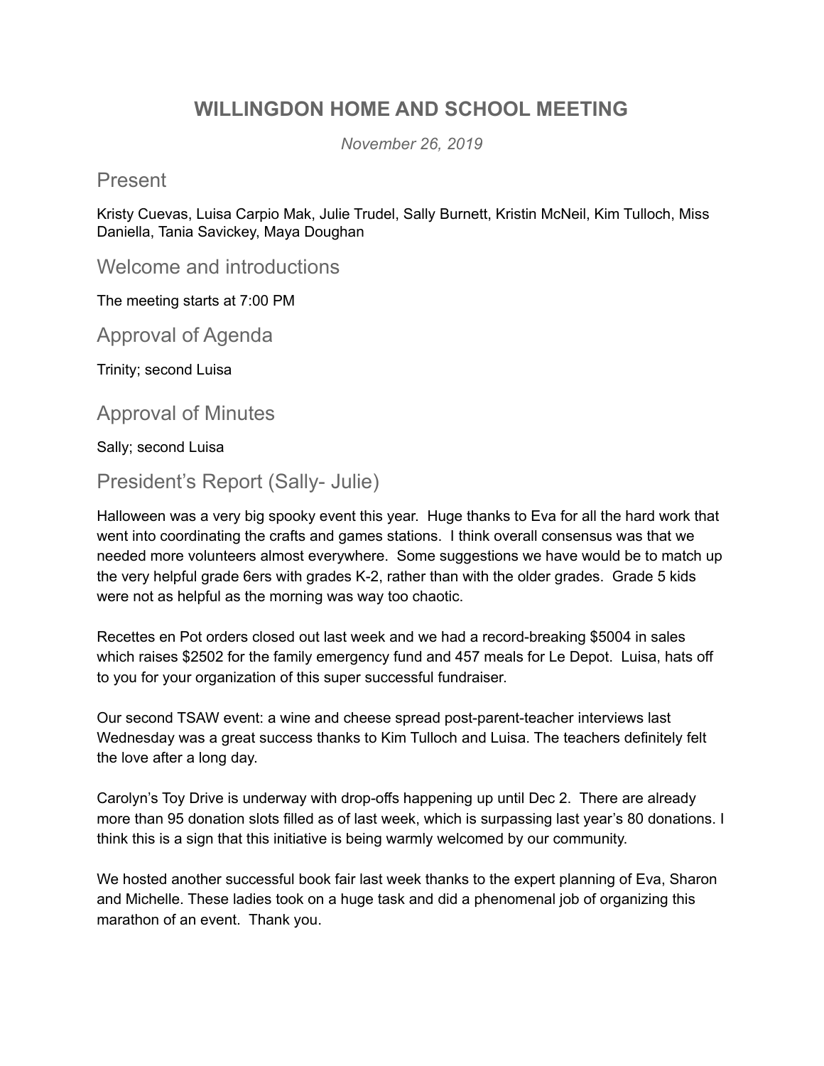# WILLINGDON HOME AND SCHOOL MEETING

*November 26, 2019*

## Present

Kristy Cuevas, Luisa Carpio Mak, Julie Trudel, Sally Burnett, Kristin McNeil, Kim Tulloch, Miss Daniella, Tania Savickey, Maya Doughan

## Welcome and introductions

The meeting starts at 7:00 PM

## Approval of Agenda

Trinity; second Luisa

## Approval of Minutes

Sally; second Luisa

## President's Report (Sally- Julie)

Halloween was a very big spooky event this year. Huge thanks to Eva for all the hard work that went into coordinating the crafts and games stations. I think overall consensus was that we needed more volunteers almost everywhere. Some suggestions we have would be to match up the very helpful grade 6ers with grades K-2, rather than with the older grades. Grade 5 kids were not as helpful as the morning was way too chaotic.

Recettes en Pot orders closed out last week and we had a record-breaking $5004 in sales which raises $2502 for the family emergency fund and 457 meals for Le Depot. Luisa, hats off to you for your organization of this super successful fundraiser.

Our second TSAW event: a wine and cheese spread post-parent-teacher interviews last Wednesday was a great success thanks to Kim Tulloch and Luisa. The teachers definitely felt the love after a long day.

Carolyn's Toy Drive is underway with drop-offs happening up until Dec 2. There are already more than 95 donation slots filled as of last week, which is surpassing last year's 80 donations. I think this is a sign that this initiative is being warmly welcomed by our community.

We hosted another successful book fair last week thanks to the expert planning of Eva, Sharon and Michelle. These ladies took on a huge task and did a phenomenal job of organizing this marathon of an event. Thank you.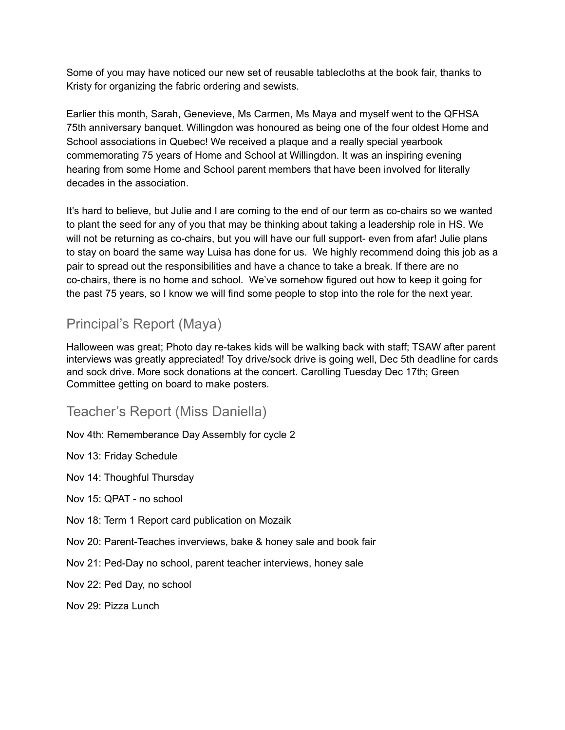Some of you may have noticed our new set of reusable tablecloths at the book fair, thanks to Kristy for organizing the fabric ordering and sewists.

Earlier this month, Sarah, Genevieve, Ms Carmen, Ms Maya and myself went to the QFHSA 75th anniversary banquet. Willingdon was honoured as being one of the four oldest Home and School associations in Quebec! We received a plaque and a really special yearbook commemorating 75 years of Home and School at Willingdon. It was an inspiring evening hearing from some Home and School parent members that have been involved for literally decades in the association.

It's hard to believe, but Julie and I are coming to the end of our term as co-chairs so we wanted to plant the seed for any of you that may be thinking about taking a leadership role in HS. We will not be returning as co-chairs, but you will have our full support- even from afar! Julie plans to stay on board the same way Luisa has done for us. We highly recommend doing this job as a pair to spread out the responsibilities and have a chance to take a break. If there are no co-chairs, there is no home and school. We've somehow figured out how to keep it going for the past 75 years, so I know we will find some people to stop into the role for the next year.

## Principal's Report (Maya)

Halloween was great; Photo day re-takes kids will be walking back with staff; TSAW after parent interviews was greatly appreciated! Toy drive/sock drive is going well, Dec 5th deadline for cards and sock drive. More sock donations at the concert. Carolling Tuesday Dec 17th; Green Committee getting on board to make posters.

## Teacher's Report (Miss Daniella)

Nov 4th: Rememberance Day Assembly for cycle 2

Nov 13: Friday Schedule

Nov 14: Thoughful Thursday

Nov 15: QPAT - no school

Nov 18: Term 1 Report card publication on Mozaik

Nov 20: Parent-Teaches inverviews, bake & honey sale and book fair

Nov 21: Ped-Day no school, parent teacher interviews, honey sale

Nov 22: Ped Day, no school

Nov 29: Pizza Lunch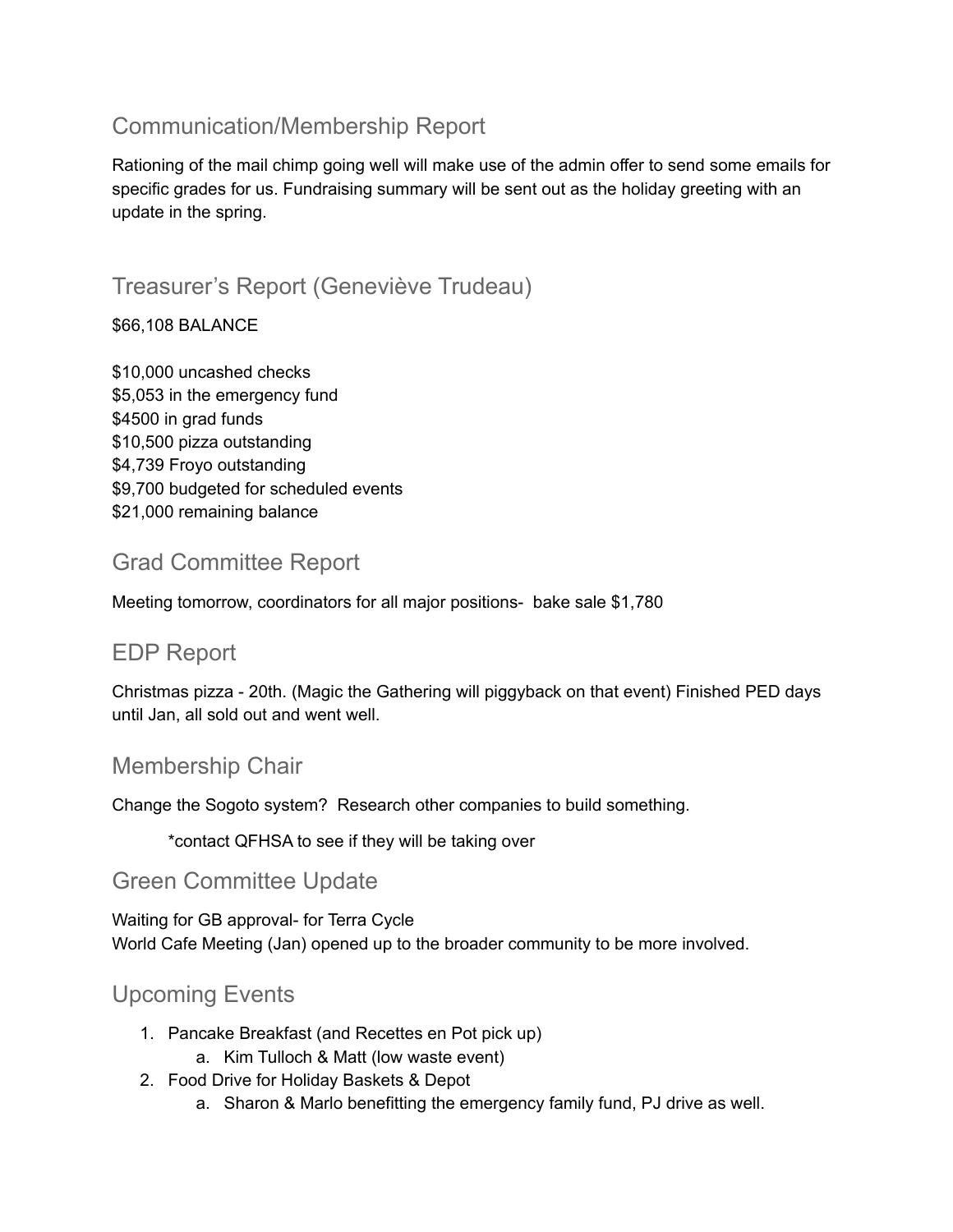## Communication/Membership Report

Rationing of the mail chimp going well will make use of the admin offer to send some emails for specific grades for us. Fundraising summary will be sent out as the holiday greeting with an update in the spring.

## Treasurer's Report (Geneviève Trudeau)

$66,108 BALANCE

$10,000 uncashed checks
$5,053 in the emergency fund
$4500 in grad funds
$10,500 pizza outstanding
$4,739 Froyo outstanding
$9,700 budgeted for scheduled events
$21,000 remaining balance

## Grad Committee Report

Meeting tomorrow, coordinators for all major positions- bake sale $1,780

## EDP Report

Christmas pizza - 20th. (Magic the Gathering will piggyback on that event) Finished PED days until Jan, all sold out and went well.

## Membership Chair

Change the Sogoto system? Research other companies to build something.

*contact QFHSA to see if they will be taking over

## Green Committee Update

Waiting for GB approval- for Terra Cycle
World Cafe Meeting (Jan) opened up to the broader community to be more involved.

## Upcoming Events

1. Pancake Breakfast (and Recettes en Pot pick up)
    a. Kim Tulloch & Matt (low waste event)
2. Food Drive for Holiday Baskets & Depot
    a. Sharon & Marlo benefitting the emergency family fund, PJ drive as well.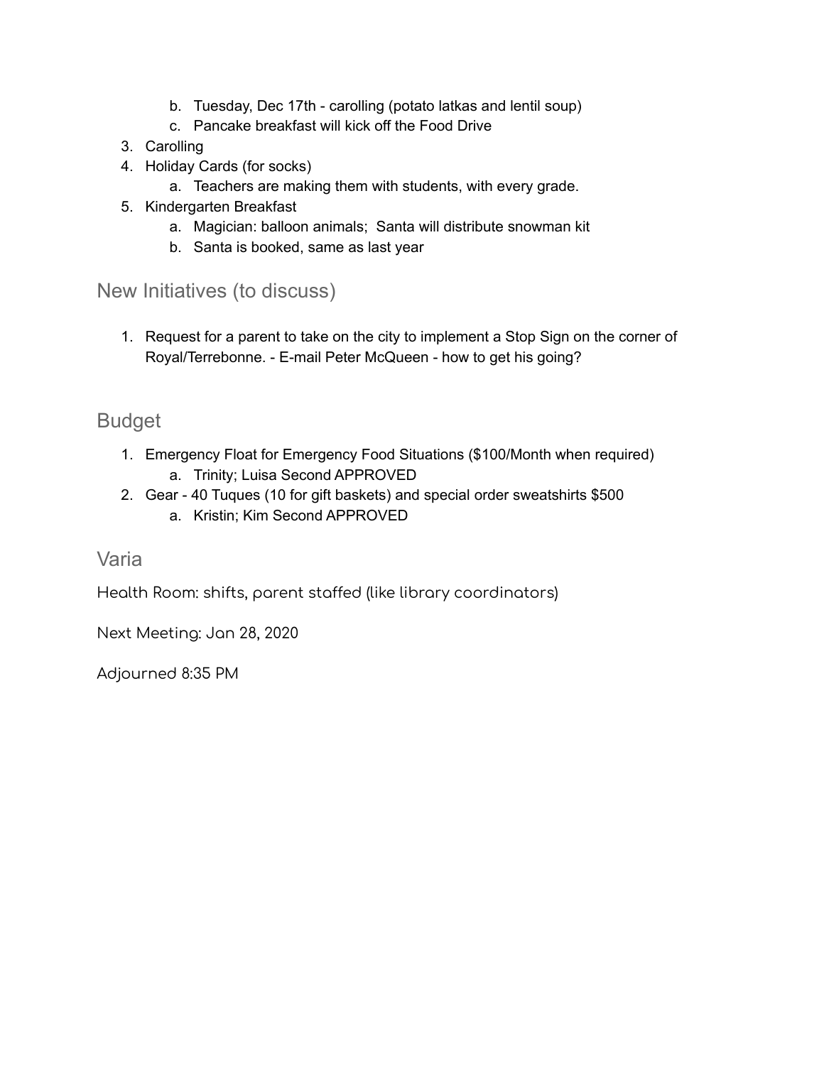b. Tuesday, Dec 17th - carolling (potato latkas and lentil soup)
   c. Pancake breakfast will kick off the Food Drive
3. Carolling
4. Holiday Cards (for socks)
   a. Teachers are making them with students, with every grade.
5. Kindergarten Breakfast
   a. Magician: balloon animals;  Santa will distribute snowman kit
   b. Santa is booked, same as last year

## New Initiatives (to discuss)

1. Request for a parent to take on the city to implement a Stop Sign on the corner of Royal/Terrebonne. - E-mail Peter McQueen - how to get his going?

## Budget

1. Emergency Float for Emergency Food Situations ($100/Month when required)
   a. Trinity; Luisa Second APPROVED
2. Gear - 40 Tuques (10 for gift baskets) and special order sweatshirts $500
   a. Kristin; Kim Second APPROVED

## Varia

Health Room: shifts, parent staffed (like library coordinators)

Next Meeting: Jan 28, 2020

Adjourned 8:35 PM